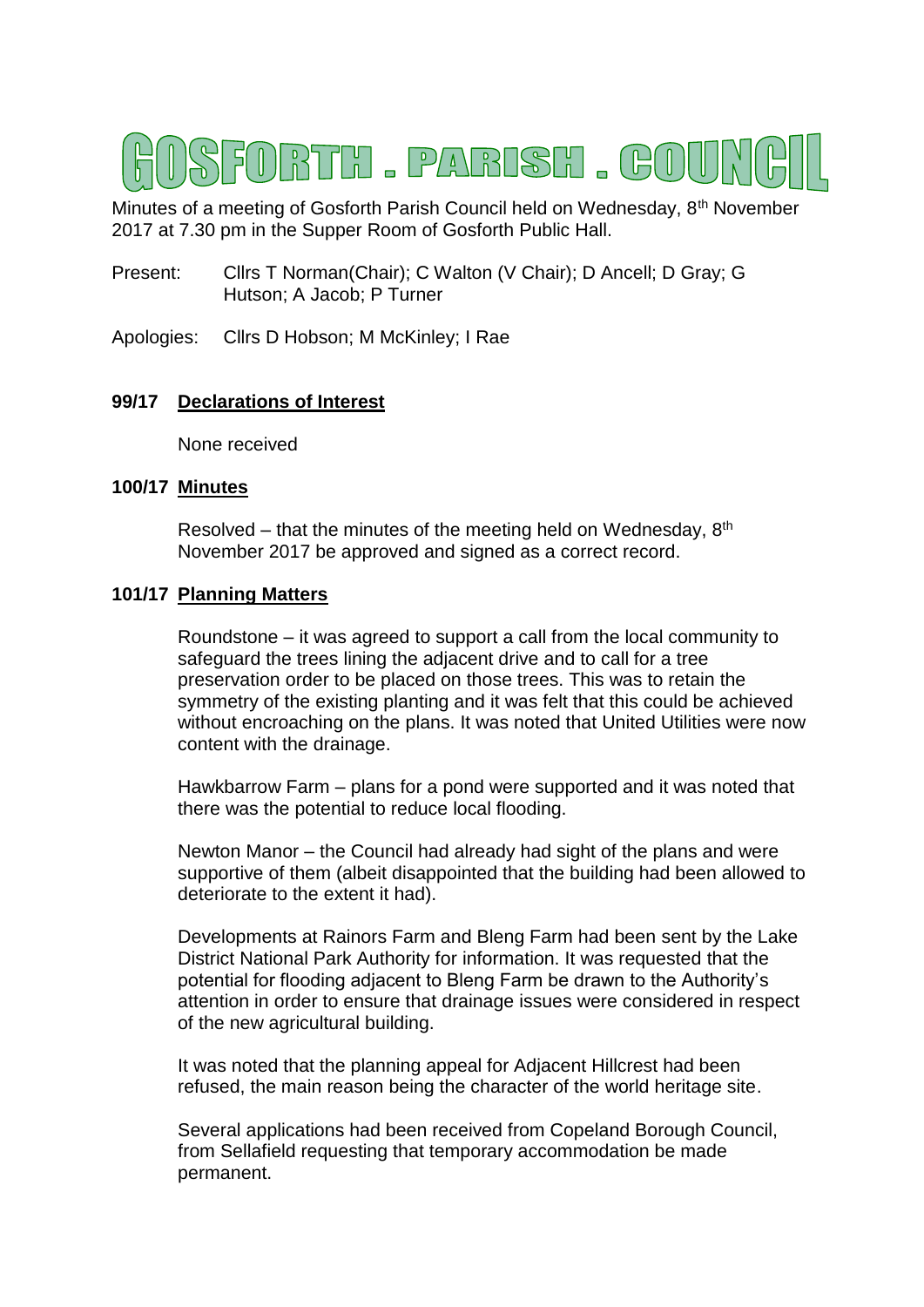# GOSFORTH . PARISH . COUNCIL

Minutes of a meeting of Gosforth Parish Council held on Wednesday, 8th November 2017 at 7.30 pm in the Supper Room of Gosforth Public Hall.

Present: Cllrs T Norman(Chair); C Walton (V Chair); D Ancell; D Gray; G Hutson; A Jacob; P Turner

Apologies: Cllrs D Hobson; M McKinley; I Rae

**99/17 Declarations of Interest**

None received

**100/17 Minutes**

Resolved – that the minutes of the meeting held on Wednesday, 8th November 2017 be approved and signed as a correct record.

**101/17 Planning Matters**

Roundstone – it was agreed to support a call from the local community to safeguard the trees lining the adjacent drive and to call for a tree preservation order to be placed on those trees. This was to retain the symmetry of the existing planting and it was felt that this could be achieved without encroaching on the plans. It was noted that United Utilities were now content with the drainage.

Hawkbarrow Farm – plans for a pond were supported and it was noted that there was the potential to reduce local flooding.

Newton Manor – the Council had already had sight of the plans and were supportive of them (albeit disappointed that the building had been allowed to deteriorate to the extent it had).

Developments at Rainors Farm and Bleng Farm had been sent by the Lake District National Park Authority for information. It was requested that the potential for flooding adjacent to Bleng Farm be drawn to the Authority's attention in order to ensure that drainage issues were considered in respect of the new agricultural building.

It was noted that the planning appeal for Adjacent Hillcrest had been refused, the main reason being the character of the world heritage site.

Several applications had been received from Copeland Borough Council, from Sellafield requesting that temporary accommodation be made permanent.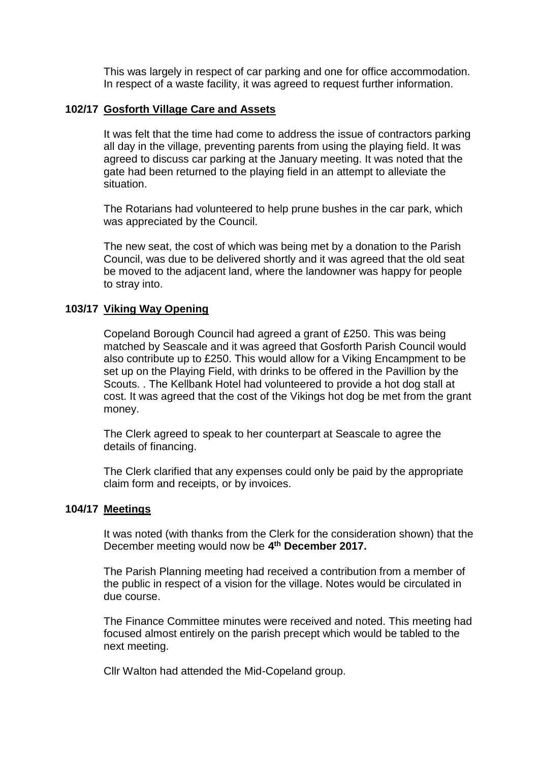This was largely in respect of car parking and one for office accommodation. In respect of a waste facility, it was agreed to request further information.

## 102/17 Gosforth Village Care and Assets

It was felt that the time had come to address the issue of contractors parking all day in the village, preventing parents from using the playing field. It was agreed to discuss car parking at the January meeting. It was noted that the gate had been returned to the playing field in an attempt to alleviate the situation.

The Rotarians had volunteered to help prune bushes in the car park, which was appreciated by the Council.

The new seat, the cost of which was being met by a donation to the Parish Council, was due to be delivered shortly and it was agreed that the old seat be moved to the adjacent land, where the landowner was happy for people to stray into.

## 103/17 Viking Way Opening

Copeland Borough Council had agreed a grant of £250. This was being matched by Seascale and it was agreed that Gosforth Parish Council would also contribute up to £250. This would allow for a Viking Encampment to be set up on the Playing Field, with drinks to be offered in the Pavillion by the Scouts. . The Kellbank Hotel had volunteered to provide a hot dog stall at cost. It was agreed that the cost of the Vikings hot dog be met from the grant money.

The Clerk agreed to speak to her counterpart at Seascale to agree the details of financing.

The Clerk clarified that any expenses could only be paid by the appropriate claim form and receipts, or by invoices.

## 104/17 Meetings

It was noted (with thanks from the Clerk for the consideration shown) that the December meeting would now be **4th December 2017.**

The Parish Planning meeting had received a contribution from a member of the public in respect of a vision for the village. Notes would be circulated in due course.

The Finance Committee minutes were received and noted. This meeting had focused almost entirely on the parish precept which would be tabled to the next meeting.

Cllr Walton had attended the Mid-Copeland group.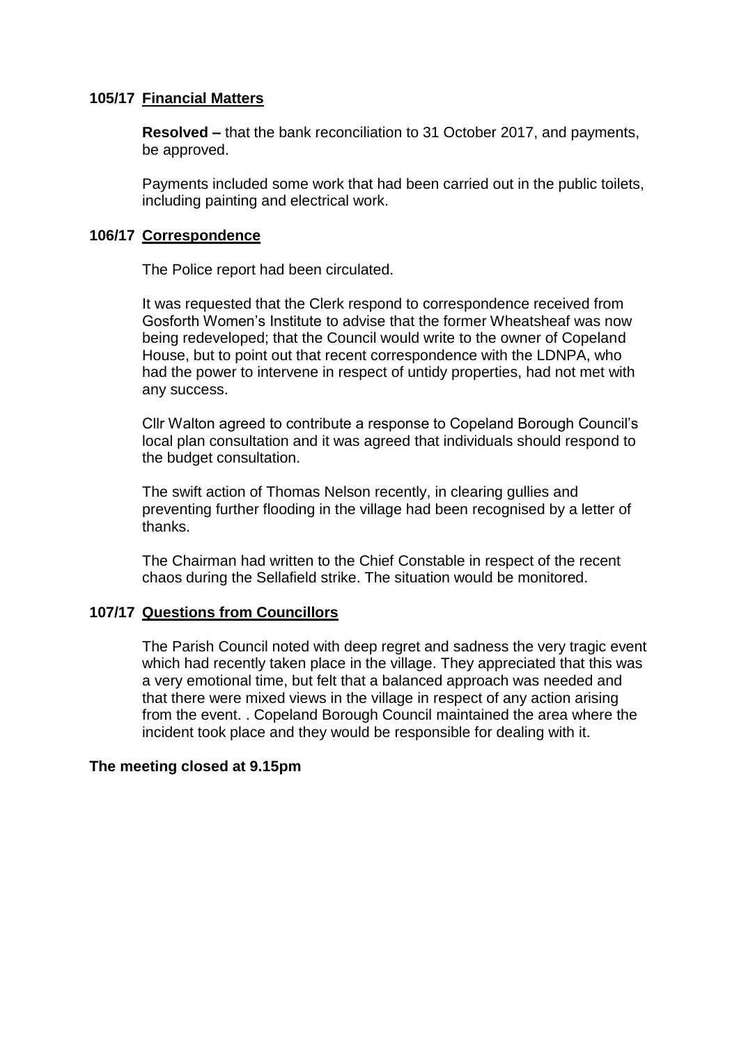**105/17 Financial Matters**

**Resolved –** that the bank reconciliation to 31 October 2017, and payments, be approved.

Payments included some work that had been carried out in the public toilets, including painting and electrical work.

**106/17 Correspondence**

The Police report had been circulated.

It was requested that the Clerk respond to correspondence received from Gosforth Women's Institute to advise that the former Wheatsheaf was now being redeveloped; that the Council would write to the owner of Copeland House, but to point out that recent correspondence with the LDNPA, who had the power to intervene in respect of untidy properties, had not met with any success.

Cllr Walton agreed to contribute a response to Copeland Borough Council's local plan consultation and it was agreed that individuals should respond to the budget consultation.

The swift action of Thomas Nelson recently, in clearing gullies and preventing further flooding in the village had been recognised by a letter of thanks.

The Chairman had written to the Chief Constable in respect of the recent chaos during the Sellafield strike. The situation would be monitored.

**107/17 Questions from Councillors**

The Parish Council noted with deep regret and sadness the very tragic event which had recently taken place in the village. They appreciated that this was a very emotional time, but felt that a balanced approach was needed and that there were mixed views in the village in respect of any action arising from the event. . Copeland Borough Council maintained the area where the incident took place and they would be responsible for dealing with it.

**The meeting closed at 9.15pm**